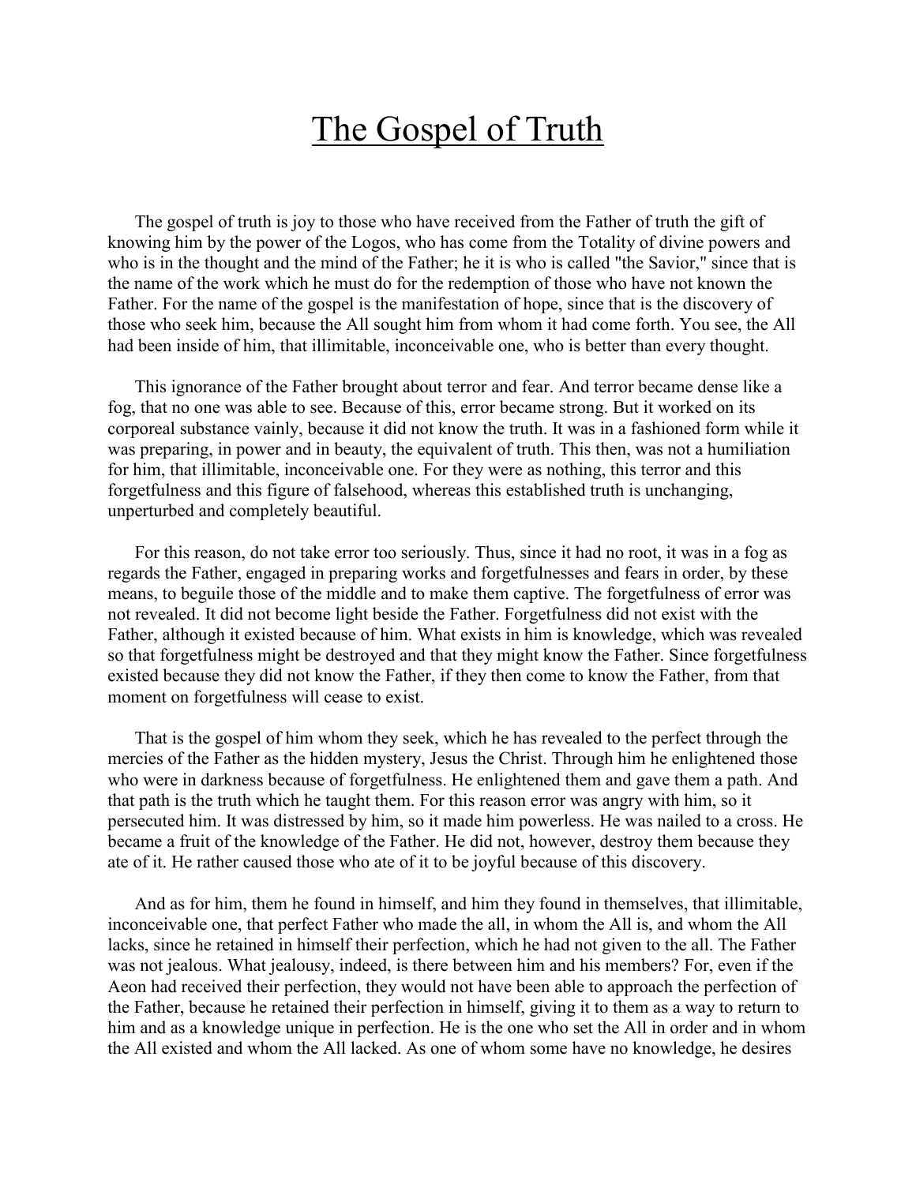# The Gospel of Truth

The gospel of truth is joy to those who have received from the Father of truth the gift of knowing him by the power of the Logos, who has come from the Totality of divine powers and who is in the thought and the mind of the Father; he it is who is called "the Savior," since that is the name of the work which he must do for the redemption of those who have not known the Father. For the name of the gospel is the manifestation of hope, since that is the discovery of those who seek him, because the All sought him from whom it had come forth. You see, the All had been inside of him, that illimitable, inconceivable one, who is better than every thought.

This ignorance of the Father brought about terror and fear. And terror became dense like a fog, that no one was able to see. Because of this, error became strong. But it worked on its corporeal substance vainly, because it did not know the truth. It was in a fashioned form while it was preparing, in power and in beauty, the equivalent of truth. This then, was not a humiliation for him, that illimitable, inconceivable one. For they were as nothing, this terror and this forgetfulness and this figure of falsehood, whereas this established truth is unchanging, unperturbed and completely beautiful.

For this reason, do not take error too seriously. Thus, since it had no root, it was in a fog as regards the Father, engaged in preparing works and forgetfulnesses and fears in order, by these means, to beguile those of the middle and to make them captive. The forgetfulness of error was not revealed. It did not become light beside the Father. Forgetfulness did not exist with the Father, although it existed because of him. What exists in him is knowledge, which was revealed so that forgetfulness might be destroyed and that they might know the Father. Since forgetfulness existed because they did not know the Father, if they then come to know the Father, from that moment on forgetfulness will cease to exist.

That is the gospel of him whom they seek, which he has revealed to the perfect through the mercies of the Father as the hidden mystery, Jesus the Christ. Through him he enlightened those who were in darkness because of forgetfulness. He enlightened them and gave them a path. And that path is the truth which he taught them. For this reason error was angry with him, so it persecuted him. It was distressed by him, so it made him powerless. He was nailed to a cross. He became a fruit of the knowledge of the Father. He did not, however, destroy them because they ate of it. He rather caused those who ate of it to be joyful because of this discovery.

And as for him, them he found in himself, and him they found in themselves, that illimitable, inconceivable one, that perfect Father who made the all, in whom the All is, and whom the All lacks, since he retained in himself their perfection, which he had not given to the all. The Father was not jealous. What jealousy, indeed, is there between him and his members? For, even if the Aeon had received their perfection, they would not have been able to approach the perfection of the Father, because he retained their perfection in himself, giving it to them as a way to return to him and as a knowledge unique in perfection. He is the one who set the All in order and in whom the All existed and whom the All lacked. As one of whom some have no knowledge, he desires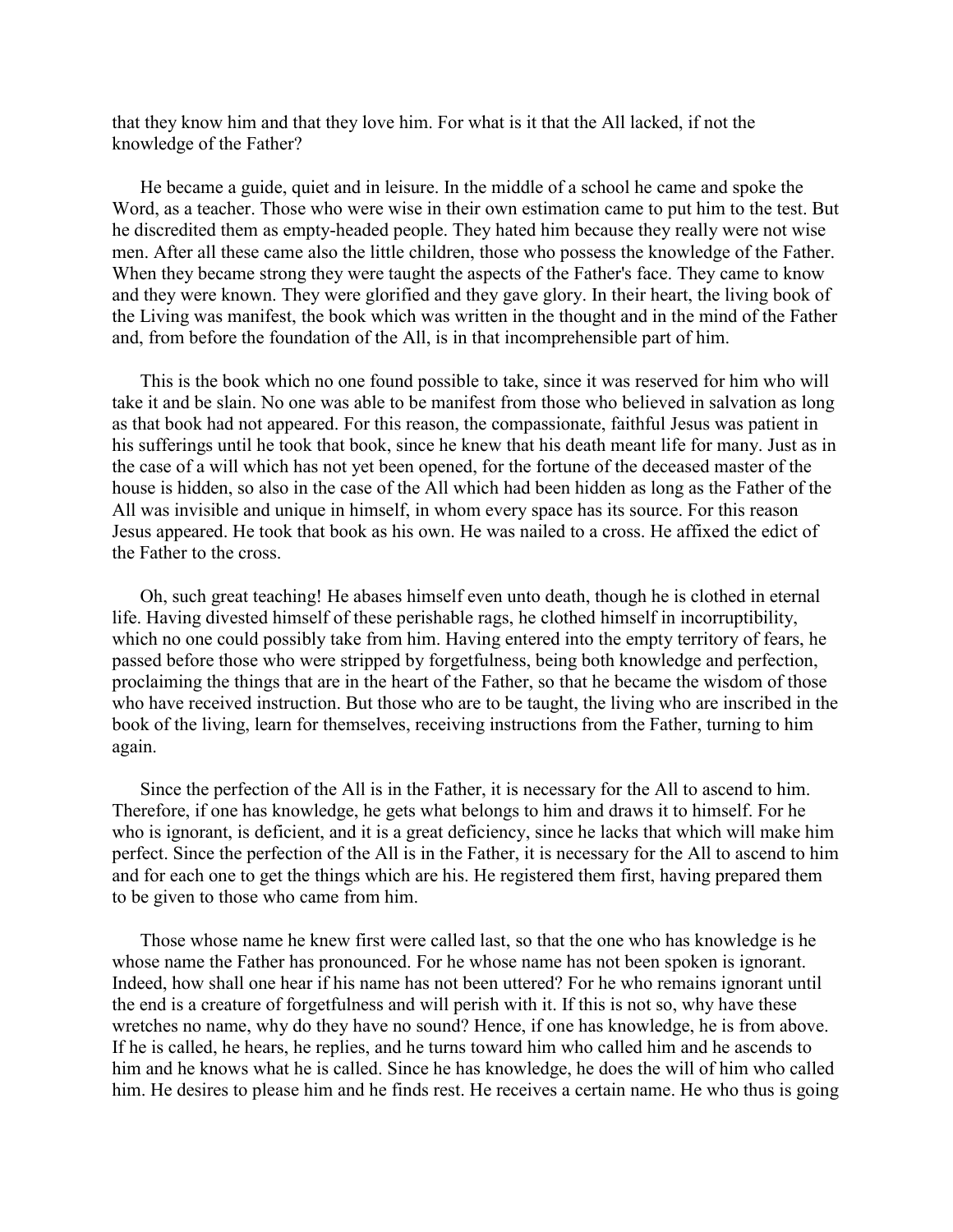that they know him and that they love him. For what is it that the All lacked, if not the knowledge of the Father?

He became a guide, quiet and in leisure. In the middle of a school he came and spoke the Word, as a teacher. Those who were wise in their own estimation came to put him to the test. But he discredited them as empty-headed people. They hated him because they really were not wise men. After all these came also the little children, those who possess the knowledge of the Father. When they became strong they were taught the aspects of the Father's face. They came to know and they were known. They were glorified and they gave glory. In their heart, the living book of the Living was manifest, the book which was written in the thought and in the mind of the Father and, from before the foundation of the All, is in that incomprehensible part of him.

This is the book which no one found possible to take, since it was reserved for him who will take it and be slain. No one was able to be manifest from those who believed in salvation as long as that book had not appeared. For this reason, the compassionate, faithful Jesus was patient in his sufferings until he took that book, since he knew that his death meant life for many. Just as in the case of a will which has not yet been opened, for the fortune of the deceased master of the house is hidden, so also in the case of the All which had been hidden as long as the Father of the All was invisible and unique in himself, in whom every space has its source. For this reason Jesus appeared. He took that book as his own. He was nailed to a cross. He affixed the edict of the Father to the cross.

Oh, such great teaching! He abases himself even unto death, though he is clothed in eternal life. Having divested himself of these perishable rags, he clothed himself in incorruptibility, which no one could possibly take from him. Having entered into the empty territory of fears, he passed before those who were stripped by forgetfulness, being both knowledge and perfection, proclaiming the things that are in the heart of the Father, so that he became the wisdom of those who have received instruction. But those who are to be taught, the living who are inscribed in the book of the living, learn for themselves, receiving instructions from the Father, turning to him again.

Since the perfection of the All is in the Father, it is necessary for the All to ascend to him. Therefore, if one has knowledge, he gets what belongs to him and draws it to himself. For he who is ignorant, is deficient, and it is a great deficiency, since he lacks that which will make him perfect. Since the perfection of the All is in the Father, it is necessary for the All to ascend to him and for each one to get the things which are his. He registered them first, having prepared them to be given to those who came from him.

Those whose name he knew first were called last, so that the one who has knowledge is he whose name the Father has pronounced. For he whose name has not been spoken is ignorant. Indeed, how shall one hear if his name has not been uttered? For he who remains ignorant until the end is a creature of forgetfulness and will perish with it. If this is not so, why have these wretches no name, why do they have no sound? Hence, if one has knowledge, he is from above. If he is called, he hears, he replies, and he turns toward him who called him and he ascends to him and he knows what he is called. Since he has knowledge, he does the will of him who called him. He desires to please him and he finds rest. He receives a certain name. He who thus is going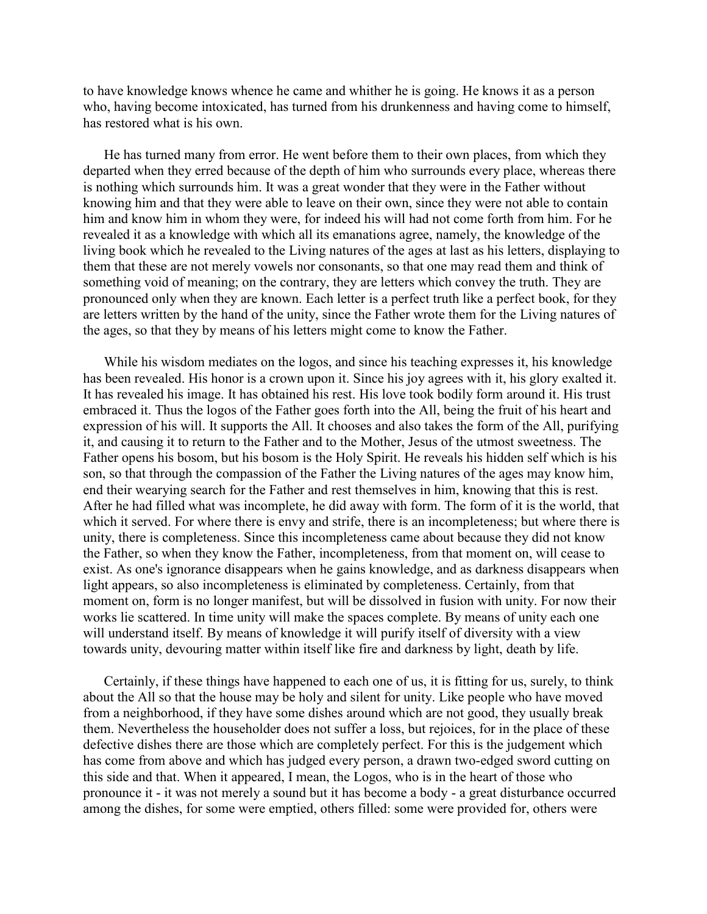to have knowledge knows whence he came and whither he is going. He knows it as a person who, having become intoxicated, has turned from his drunkenness and having come to himself, has restored what is his own.

He has turned many from error. He went before them to their own places, from which they departed when they erred because of the depth of him who surrounds every place, whereas there is nothing which surrounds him. It was a great wonder that they were in the Father without knowing him and that they were able to leave on their own, since they were not able to contain him and know him in whom they were, for indeed his will had not come forth from him. For he revealed it as a knowledge with which all its emanations agree, namely, the knowledge of the living book which he revealed to the Living natures of the ages at last as his letters, displaying to them that these are not merely vowels nor consonants, so that one may read them and think of something void of meaning; on the contrary, they are letters which convey the truth. They are pronounced only when they are known. Each letter is a perfect truth like a perfect book, for they are letters written by the hand of the unity, since the Father wrote them for the Living natures of the ages, so that they by means of his letters might come to know the Father.

While his wisdom mediates on the logos, and since his teaching expresses it, his knowledge has been revealed. His honor is a crown upon it. Since his joy agrees with it, his glory exalted it. It has revealed his image. It has obtained his rest. His love took bodily form around it. His trust embraced it. Thus the logos of the Father goes forth into the All, being the fruit of his heart and expression of his will. It supports the All. It chooses and also takes the form of the All, purifying it, and causing it to return to the Father and to the Mother, Jesus of the utmost sweetness. The Father opens his bosom, but his bosom is the Holy Spirit. He reveals his hidden self which is his son, so that through the compassion of the Father the Living natures of the ages may know him, end their wearying search for the Father and rest themselves in him, knowing that this is rest. After he had filled what was incomplete, he did away with form. The form of it is the world, that which it served. For where there is envy and strife, there is an incompleteness; but where there is unity, there is completeness. Since this incompleteness came about because they did not know the Father, so when they know the Father, incompleteness, from that moment on, will cease to exist. As one's ignorance disappears when he gains knowledge, and as darkness disappears when light appears, so also incompleteness is eliminated by completeness. Certainly, from that moment on, form is no longer manifest, but will be dissolved in fusion with unity. For now their works lie scattered. In time unity will make the spaces complete. By means of unity each one will understand itself. By means of knowledge it will purify itself of diversity with a view towards unity, devouring matter within itself like fire and darkness by light, death by life.

Certainly, if these things have happened to each one of us, it is fitting for us, surely, to think about the All so that the house may be holy and silent for unity. Like people who have moved from a neighborhood, if they have some dishes around which are not good, they usually break them. Nevertheless the householder does not suffer a loss, but rejoices, for in the place of these defective dishes there are those which are completely perfect. For this is the judgement which has come from above and which has judged every person, a drawn two-edged sword cutting on this side and that. When it appeared, I mean, the Logos, who is in the heart of those who pronounce it - it was not merely a sound but it has become a body - a great disturbance occurred among the dishes, for some were emptied, others filled: some were provided for, others were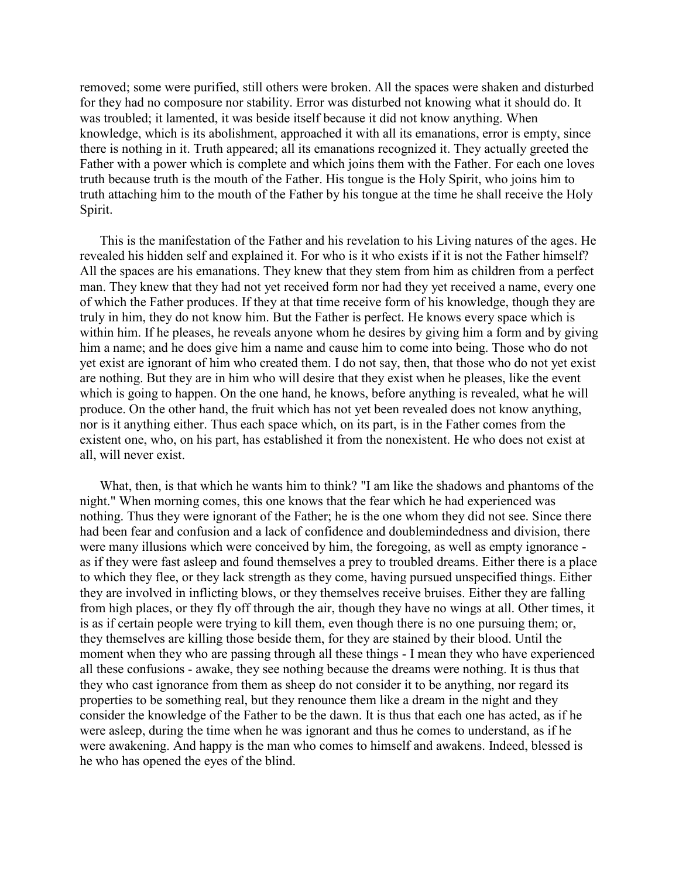removed; some were purified, still others were broken. All the spaces were shaken and disturbed for they had no composure nor stability. Error was disturbed not knowing what it should do. It was troubled; it lamented, it was beside itself because it did not know anything. When knowledge, which is its abolishment, approached it with all its emanations, error is empty, since there is nothing in it. Truth appeared; all its emanations recognized it. They actually greeted the Father with a power which is complete and which joins them with the Father. For each one loves truth because truth is the mouth of the Father. His tongue is the Holy Spirit, who joins him to truth attaching him to the mouth of the Father by his tongue at the time he shall receive the Holy Spirit.

This is the manifestation of the Father and his revelation to his Living natures of the ages. He revealed his hidden self and explained it. For who is it who exists if it is not the Father himself? All the spaces are his emanations. They knew that they stem from him as children from a perfect man. They knew that they had not yet received form nor had they yet received a name, every one of which the Father produces. If they at that time receive form of his knowledge, though they are truly in him, they do not know him. But the Father is perfect. He knows every space which is within him. If he pleases, he reveals anyone whom he desires by giving him a form and by giving him a name; and he does give him a name and cause him to come into being. Those who do not yet exist are ignorant of him who created them. I do not say, then, that those who do not yet exist are nothing. But they are in him who will desire that they exist when he pleases, like the event which is going to happen. On the one hand, he knows, before anything is revealed, what he will produce. On the other hand, the fruit which has not yet been revealed does not know anything, nor is it anything either. Thus each space which, on its part, is in the Father comes from the existent one, who, on his part, has established it from the nonexistent. He who does not exist at all, will never exist.

What, then, is that which he wants him to think? "I am like the shadows and phantoms of the night." When morning comes, this one knows that the fear which he had experienced was nothing. Thus they were ignorant of the Father; he is the one whom they did not see. Since there had been fear and confusion and a lack of confidence and doublemindedness and division, there were many illusions which were conceived by him, the foregoing, as well as empty ignorance - as if they were fast asleep and found themselves a prey to troubled dreams. Either there is a place to which they flee, or they lack strength as they come, having pursued unspecified things. Either they are involved in inflicting blows, or they themselves receive bruises. Either they are falling from high places, or they fly off through the air, though they have no wings at all. Other times, it is as if certain people were trying to kill them, even though there is no one pursuing them; or, they themselves are killing those beside them, for they are stained by their blood. Until the moment when they who are passing through all these things - I mean they who have experienced all these confusions - awake, they see nothing because the dreams were nothing. It is thus that they who cast ignorance from them as sheep do not consider it to be anything, nor regard its properties to be something real, but they renounce them like a dream in the night and they consider the knowledge of the Father to be the dawn. It is thus that each one has acted, as if he were asleep, during the time when he was ignorant and thus he comes to understand, as if he were awakening. And happy is the man who comes to himself and awakens. Indeed, blessed is he who has opened the eyes of the blind.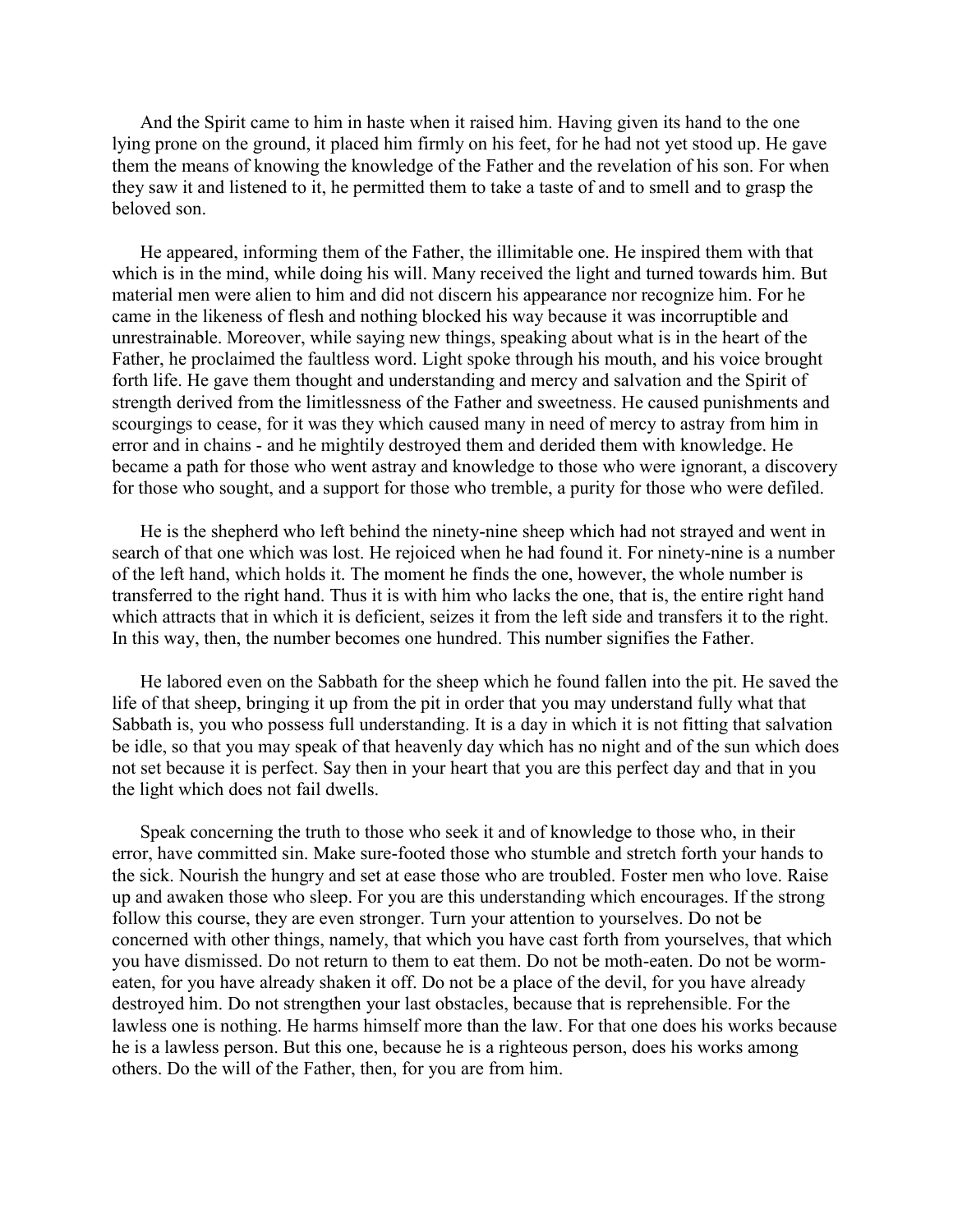And the Spirit came to him in haste when it raised him. Having given its hand to the one lying prone on the ground, it placed him firmly on his feet, for he had not yet stood up. He gave them the means of knowing the knowledge of the Father and the revelation of his son. For when they saw it and listened to it, he permitted them to take a taste of and to smell and to grasp the beloved son.

He appeared, informing them of the Father, the illimitable one. He inspired them with that which is in the mind, while doing his will. Many received the light and turned towards him. But material men were alien to him and did not discern his appearance nor recognize him. For he came in the likeness of flesh and nothing blocked his way because it was incorruptible and unrestrainable. Moreover, while saying new things, speaking about what is in the heart of the Father, he proclaimed the faultless word. Light spoke through his mouth, and his voice brought forth life. He gave them thought and understanding and mercy and salvation and the Spirit of strength derived from the limitlessness of the Father and sweetness. He caused punishments and scourgings to cease, for it was they which caused many in need of mercy to astray from him in error and in chains - and he mightily destroyed them and derided them with knowledge. He became a path for those who went astray and knowledge to those who were ignorant, a discovery for those who sought, and a support for those who tremble, a purity for those who were defiled.

He is the shepherd who left behind the ninety-nine sheep which had not strayed and went in search of that one which was lost. He rejoiced when he had found it. For ninety-nine is a number of the left hand, which holds it. The moment he finds the one, however, the whole number is transferred to the right hand. Thus it is with him who lacks the one, that is, the entire right hand which attracts that in which it is deficient, seizes it from the left side and transfers it to the right. In this way, then, the number becomes one hundred. This number signifies the Father.

He labored even on the Sabbath for the sheep which he found fallen into the pit. He saved the life of that sheep, bringing it up from the pit in order that you may understand fully what that Sabbath is, you who possess full understanding. It is a day in which it is not fitting that salvation be idle, so that you may speak of that heavenly day which has no night and of the sun which does not set because it is perfect. Say then in your heart that you are this perfect day and that in you the light which does not fail dwells.

Speak concerning the truth to those who seek it and of knowledge to those who, in their error, have committed sin. Make sure-footed those who stumble and stretch forth your hands to the sick. Nourish the hungry and set at ease those who are troubled. Foster men who love. Raise up and awaken those who sleep. For you are this understanding which encourages. If the strong follow this course, they are even stronger. Turn your attention to yourselves. Do not be concerned with other things, namely, that which you have cast forth from yourselves, that which you have dismissed. Do not return to them to eat them. Do not be moth-eaten. Do not be worm-eaten, for you have already shaken it off. Do not be a place of the devil, for you have already destroyed him. Do not strengthen your last obstacles, because that is reprehensible. For the lawless one is nothing. He harms himself more than the law. For that one does his works because he is a lawless person. But this one, because he is a righteous person, does his works among others. Do the will of the Father, then, for you are from him.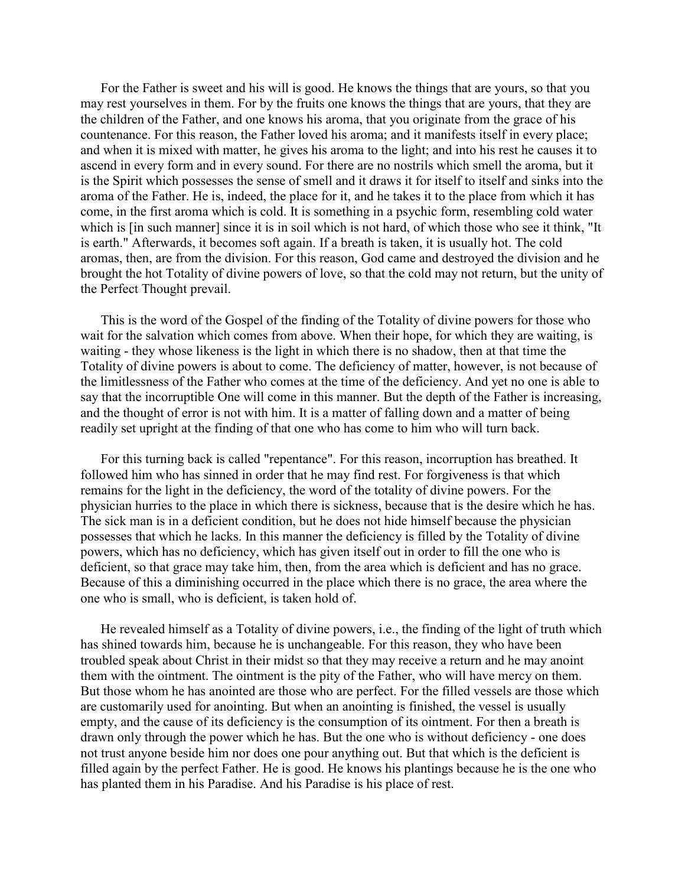For the Father is sweet and his will is good. He knows the things that are yours, so that you may rest yourselves in them. For by the fruits one knows the things that are yours, that they are the children of the Father, and one knows his aroma, that you originate from the grace of his countenance. For this reason, the Father loved his aroma; and it manifests itself in every place; and when it is mixed with matter, he gives his aroma to the light; and into his rest he causes it to ascend in every form and in every sound. For there are no nostrils which smell the aroma, but it is the Spirit which possesses the sense of smell and it draws it for itself to itself and sinks into the aroma of the Father. He is, indeed, the place for it, and he takes it to the place from which it has come, in the first aroma which is cold. It is something in a psychic form, resembling cold water which is [in such manner] since it is in soil which is not hard, of which those who see it think, "It is earth." Afterwards, it becomes soft again. If a breath is taken, it is usually hot. The cold aromas, then, are from the division. For this reason, God came and destroyed the division and he brought the hot Totality of divine powers of love, so that the cold may not return, but the unity of the Perfect Thought prevail.

This is the word of the Gospel of the finding of the Totality of divine powers for those who wait for the salvation which comes from above. When their hope, for which they are waiting, is waiting - they whose likeness is the light in which there is no shadow, then at that time the Totality of divine powers is about to come. The deficiency of matter, however, is not because of the limitlessness of the Father who comes at the time of the deficiency. And yet no one is able to say that the incorruptible One will come in this manner. But the depth of the Father is increasing, and the thought of error is not with him. It is a matter of falling down and a matter of being readily set upright at the finding of that one who has come to him who will turn back.

For this turning back is called "repentance". For this reason, incorruption has breathed. It followed him who has sinned in order that he may find rest. For forgiveness is that which remains for the light in the deficiency, the word of the totality of divine powers. For the physician hurries to the place in which there is sickness, because that is the desire which he has. The sick man is in a deficient condition, but he does not hide himself because the physician possesses that which he lacks. In this manner the deficiency is filled by the Totality of divine powers, which has no deficiency, which has given itself out in order to fill the one who is deficient, so that grace may take him, then, from the area which is deficient and has no grace. Because of this a diminishing occurred in the place which there is no grace, the area where the one who is small, who is deficient, is taken hold of.

He revealed himself as a Totality of divine powers, i.e., the finding of the light of truth which has shined towards him, because he is unchangeable. For this reason, they who have been troubled speak about Christ in their midst so that they may receive a return and he may anoint them with the ointment. The ointment is the pity of the Father, who will have mercy on them. But those whom he has anointed are those who are perfect. For the filled vessels are those which are customarily used for anointing. But when an anointing is finished, the vessel is usually empty, and the cause of its deficiency is the consumption of its ointment. For then a breath is drawn only through the power which he has. But the one who is without deficiency - one does not trust anyone beside him nor does one pour anything out. But that which is the deficient is filled again by the perfect Father. He is good. He knows his plantings because he is the one who has planted them in his Paradise. And his Paradise is his place of rest.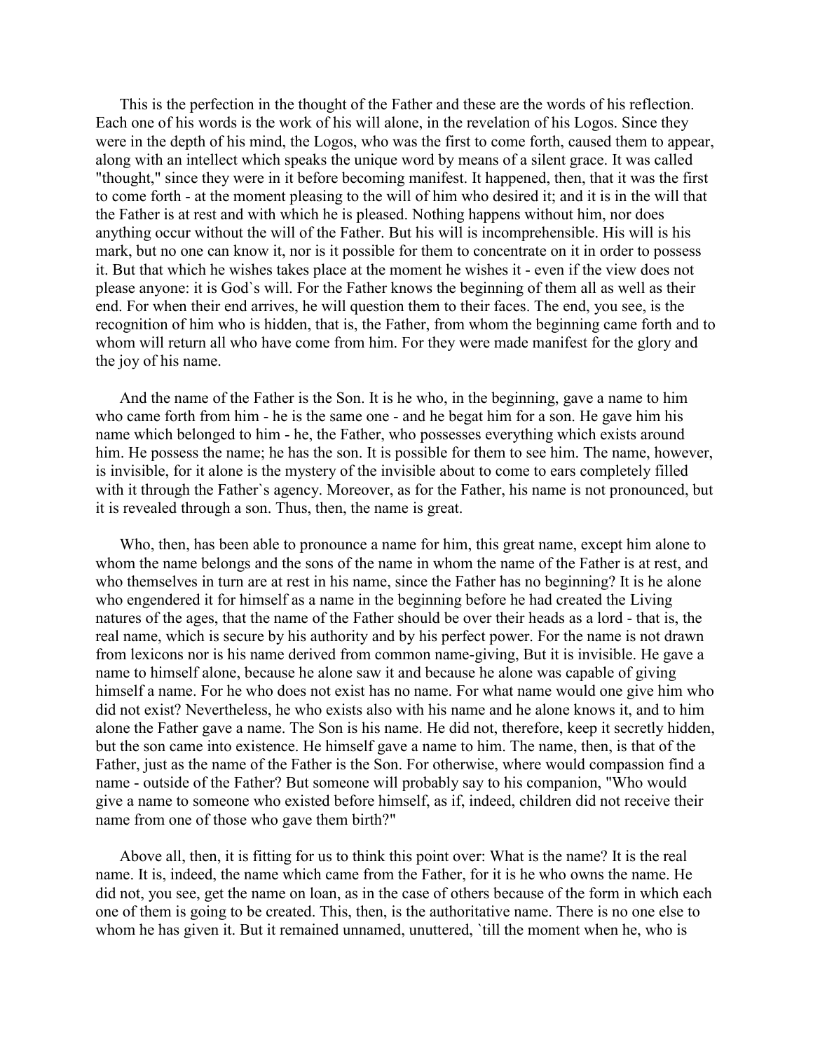This is the perfection in the thought of the Father and these are the words of his reflection. Each one of his words is the work of his will alone, in the revelation of his Logos. Since they were in the depth of his mind, the Logos, who was the first to come forth, caused them to appear, along with an intellect which speaks the unique word by means of a silent grace. It was called "thought," since they were in it before becoming manifest. It happened, then, that it was the first to come forth - at the moment pleasing to the will of him who desired it; and it is in the will that the Father is at rest and with which he is pleased. Nothing happens without him, nor does anything occur without the will of the Father. But his will is incomprehensible. His will is his mark, but no one can know it, nor is it possible for them to concentrate on it in order to possess it. But that which he wishes takes place at the moment he wishes it - even if the view does not please anyone: it is God`s will. For the Father knows the beginning of them all as well as their end. For when their end arrives, he will question them to their faces. The end, you see, is the recognition of him who is hidden, that is, the Father, from whom the beginning came forth and to whom will return all who have come from him. For they were made manifest for the glory and the joy of his name.

And the name of the Father is the Son. It is he who, in the beginning, gave a name to him who came forth from him - he is the same one - and he begat him for a son. He gave him his name which belonged to him - he, the Father, who possesses everything which exists around him. He possess the name; he has the son. It is possible for them to see him. The name, however, is invisible, for it alone is the mystery of the invisible about to come to ears completely filled with it through the Father`s agency. Moreover, as for the Father, his name is not pronounced, but it is revealed through a son. Thus, then, the name is great.

Who, then, has been able to pronounce a name for him, this great name, except him alone to whom the name belongs and the sons of the name in whom the name of the Father is at rest, and who themselves in turn are at rest in his name, since the Father has no beginning? It is he alone who engendered it for himself as a name in the beginning before he had created the Living natures of the ages, that the name of the Father should be over their heads as a lord - that is, the real name, which is secure by his authority and by his perfect power. For the name is not drawn from lexicons nor is his name derived from common name-giving, But it is invisible. He gave a name to himself alone, because he alone saw it and because he alone was capable of giving himself a name. For he who does not exist has no name. For what name would one give him who did not exist? Nevertheless, he who exists also with his name and he alone knows it, and to him alone the Father gave a name. The Son is his name. He did not, therefore, keep it secretly hidden, but the son came into existence. He himself gave a name to him. The name, then, is that of the Father, just as the name of the Father is the Son. For otherwise, where would compassion find a name - outside of the Father? But someone will probably say to his companion, "Who would give a name to someone who existed before himself, as if, indeed, children did not receive their name from one of those who gave them birth?"

Above all, then, it is fitting for us to think this point over: What is the name? It is the real name. It is, indeed, the name which came from the Father, for it is he who owns the name. He did not, you see, get the name on loan, as in the case of others because of the form in which each one of them is going to be created. This, then, is the authoritative name. There is no one else to whom he has given it. But it remained unnamed, unuttered, `till the moment when he, who is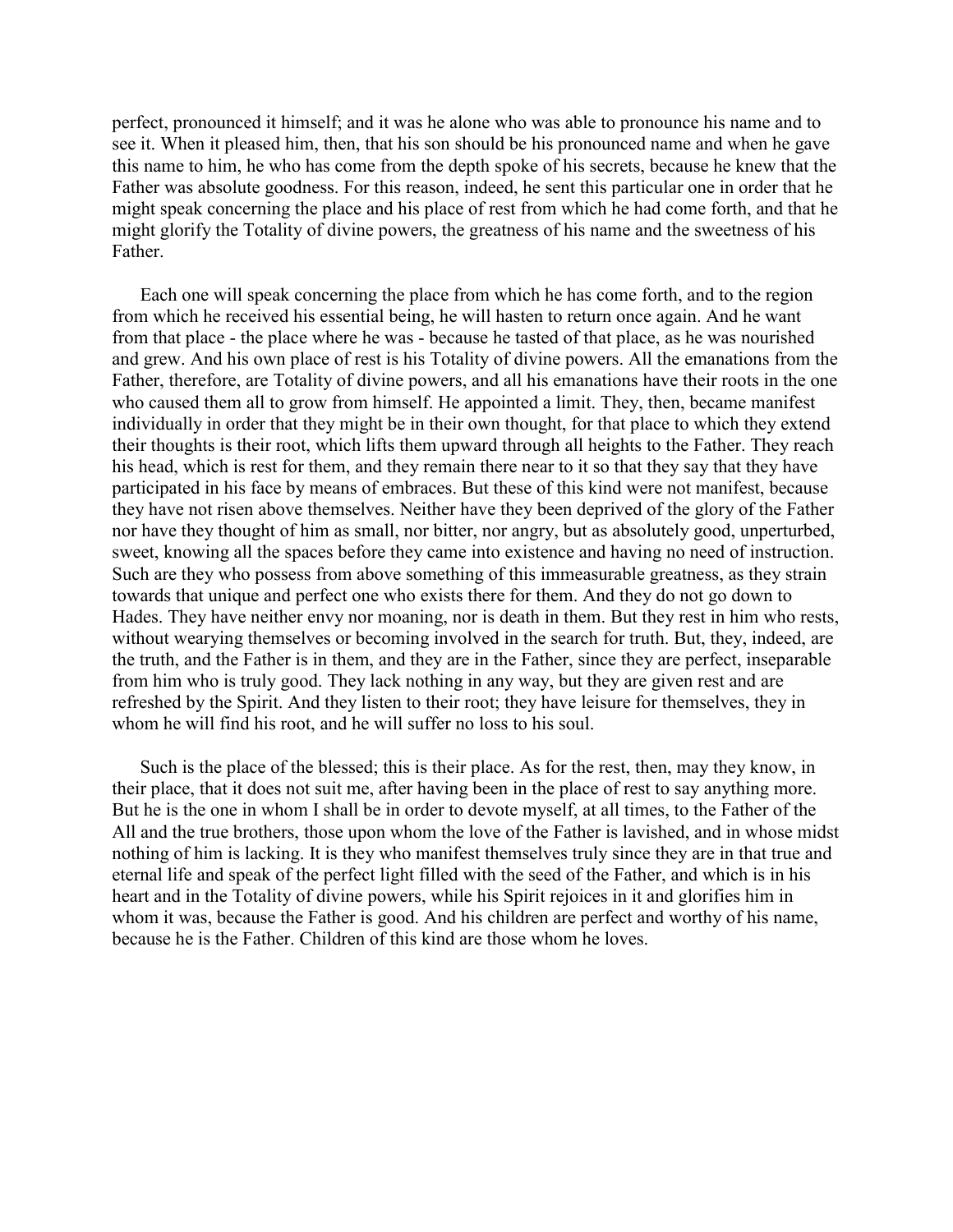perfect, pronounced it himself; and it was he alone who was able to pronounce his name and to see it. When it pleased him, then, that his son should be his pronounced name and when he gave this name to him, he who has come from the depth spoke of his secrets, because he knew that the Father was absolute goodness. For this reason, indeed, he sent this particular one in order that he might speak concerning the place and his place of rest from which he had come forth, and that he might glorify the Totality of divine powers, the greatness of his name and the sweetness of his Father.

Each one will speak concerning the place from which he has come forth, and to the region from which he received his essential being, he will hasten to return once again. And he want from that place - the place where he was - because he tasted of that place, as he was nourished and grew. And his own place of rest is his Totality of divine powers. All the emanations from the Father, therefore, are Totality of divine powers, and all his emanations have their roots in the one who caused them all to grow from himself. He appointed a limit. They, then, became manifest individually in order that they might be in their own thought, for that place to which they extend their thoughts is their root, which lifts them upward through all heights to the Father. They reach his head, which is rest for them, and they remain there near to it so that they say that they have participated in his face by means of embraces. But these of this kind were not manifest, because they have not risen above themselves. Neither have they been deprived of the glory of the Father nor have they thought of him as small, nor bitter, nor angry, but as absolutely good, unperturbed, sweet, knowing all the spaces before they came into existence and having no need of instruction. Such are they who possess from above something of this immeasurable greatness, as they strain towards that unique and perfect one who exists there for them. And they do not go down to Hades. They have neither envy nor moaning, nor is death in them. But they rest in him who rests, without wearying themselves or becoming involved in the search for truth. But, they, indeed, are the truth, and the Father is in them, and they are in the Father, since they are perfect, inseparable from him who is truly good. They lack nothing in any way, but they are given rest and are refreshed by the Spirit. And they listen to their root; they have leisure for themselves, they in whom he will find his root, and he will suffer no loss to his soul.

Such is the place of the blessed; this is their place. As for the rest, then, may they know, in their place, that it does not suit me, after having been in the place of rest to say anything more. But he is the one in whom I shall be in order to devote myself, at all times, to the Father of the All and the true brothers, those upon whom the love of the Father is lavished, and in whose midst nothing of him is lacking. It is they who manifest themselves truly since they are in that true and eternal life and speak of the perfect light filled with the seed of the Father, and which is in his heart and in the Totality of divine powers, while his Spirit rejoices in it and glorifies him in whom it was, because the Father is good. And his children are perfect and worthy of his name, because he is the Father. Children of this kind are those whom he loves.